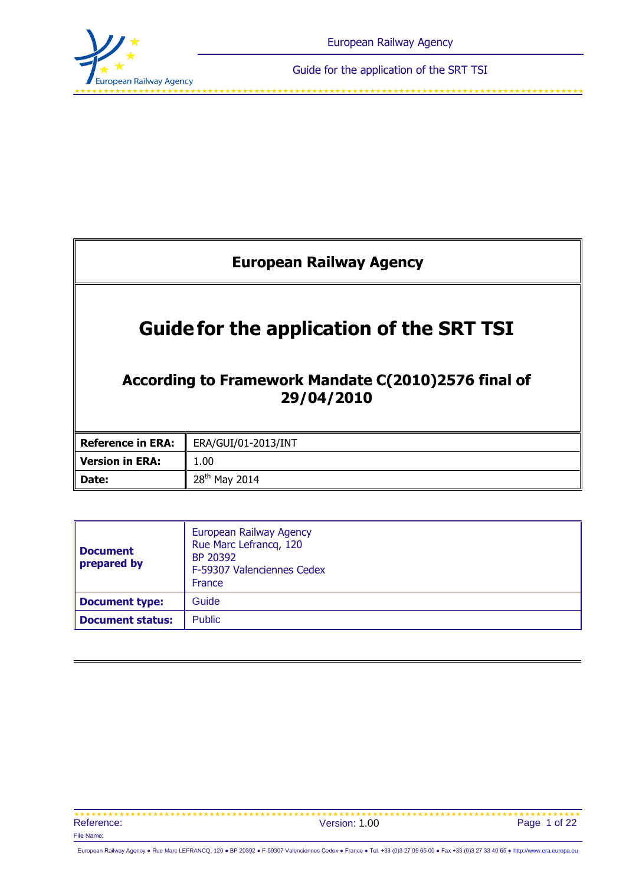# European Railway Agency

# Guide for the application of the SRT TSI

## According to Framework Mandate C(2010)2576 final of 29/04/2010

| | |
|---|---|
| **Reference in ERA:** | ERA/GUI/01-2013/INT |
| **Version in ERA:** | 1.00 |
| **Date:** | 28th May 2014 |

| | |
|---|---|
| **Document prepared by** | European Railway Agency<br>Rue Marc Lefrancq, 120<br>BP 20392<br>F-59307 Valenciennes Cedex<br>France |
| **Document type:** | Guide |
| **Document status:** | Public |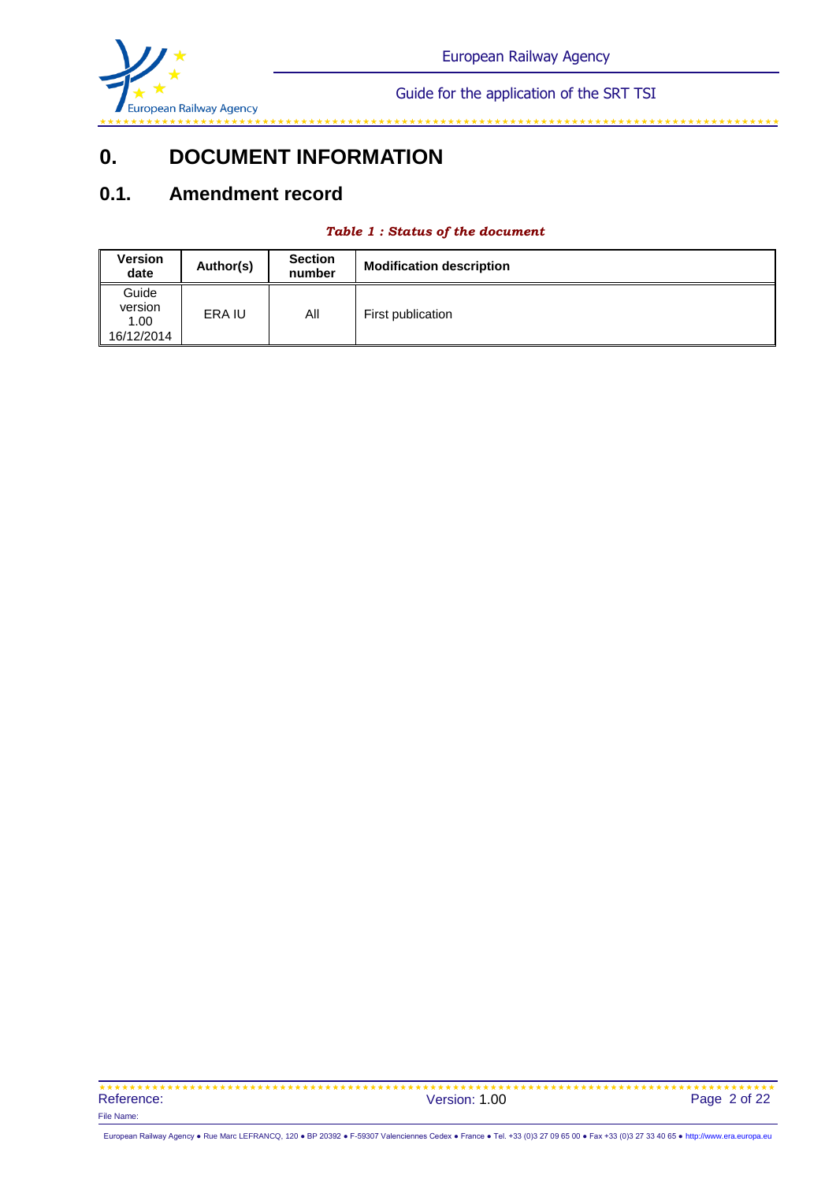# 0. DOCUMENT INFORMATION

## 0.1. Amendment record

***Table 1 : Status of the document***

| Version date | Author(s) | Section number | Modification description |
|---|---|---|---|
| Guide version 1.00 16/12/2014 | ERA IU | All | First publication |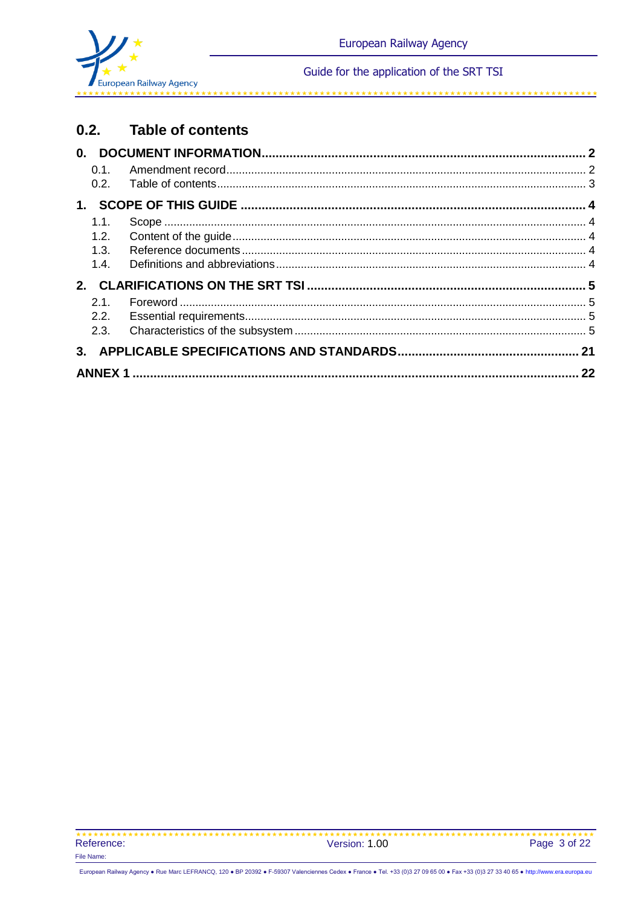## 0.2. Table of contents

**0. DOCUMENT INFORMATION** ..... **2**

- 0.1. Amendment record ..... 2
- 0.2. Table of contents ..... 3

**1. SCOPE OF THIS GUIDE** ..... **4**

- 1.1. Scope ..... 4
- 1.2. Content of the guide ..... 4
- 1.3. Reference documents ..... 4
- 1.4. Definitions and abbreviations ..... 4

**2. CLARIFICATIONS ON THE SRT TSI** ..... **5**

- 2.1. Foreword ..... 5
- 2.2. Essential requirements ..... 5
- 2.3. Characteristics of the subsystem ..... 5

**3. APPLICABLE SPECIFICATIONS AND STANDARDS** ..... **21**

**ANNEX 1** ..... **22**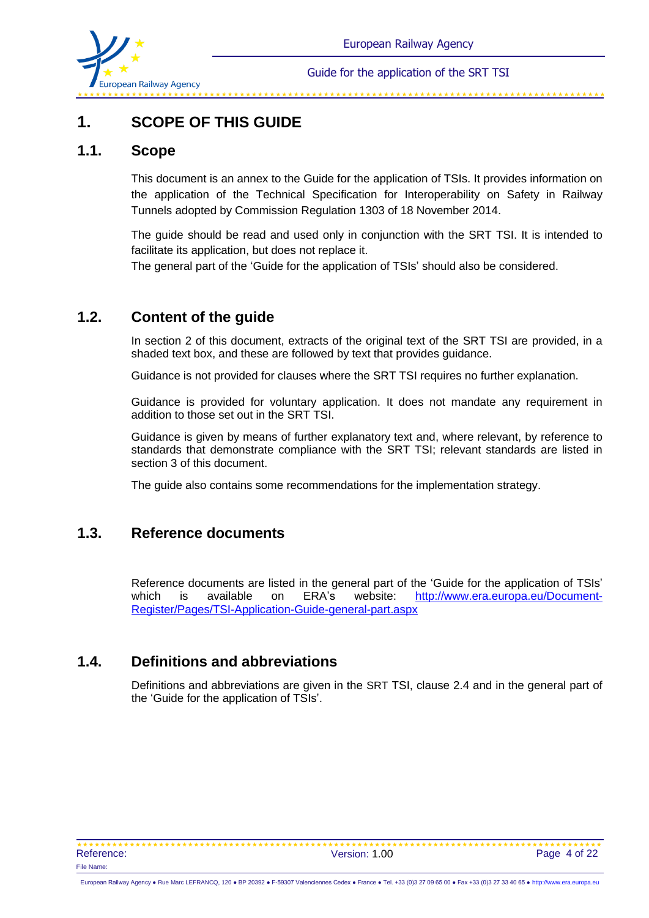# 1. SCOPE OF THIS GUIDE

## 1.1. Scope

This document is an annex to the Guide for the application of TSIs. It provides information on the application of the Technical Specification for Interoperability on Safety in Railway Tunnels adopted by Commission Regulation 1303 of 18 November 2014.

The guide should be read and used only in conjunction with the SRT TSI. It is intended to facilitate its application, but does not replace it.
The general part of the 'Guide for the application of TSIs' should also be considered.

## 1.2. Content of the guide

In section 2 of this document, extracts of the original text of the SRT TSI are provided, in a shaded text box, and these are followed by text that provides guidance.

Guidance is not provided for clauses where the SRT TSI requires no further explanation.

Guidance is provided for voluntary application. It does not mandate any requirement in addition to those set out in the SRT TSI.

Guidance is given by means of further explanatory text and, where relevant, by reference to standards that demonstrate compliance with the SRT TSI; relevant standards are listed in section 3 of this document.

The guide also contains some recommendations for the implementation strategy.

## 1.3. Reference documents

Reference documents are listed in the general part of the 'Guide for the application of TSIs' which is available on ERA's website: [http://www.era.europa.eu/Document-Register/Pages/TSI-Application-Guide-general-part.aspx](http://www.era.europa.eu/Document-Register/Pages/TSI-Application-Guide-general-part.aspx)

## 1.4. Definitions and abbreviations

Definitions and abbreviations are given in the SRT TSI, clause 2.4 and in the general part of the 'Guide for the application of TSIs'.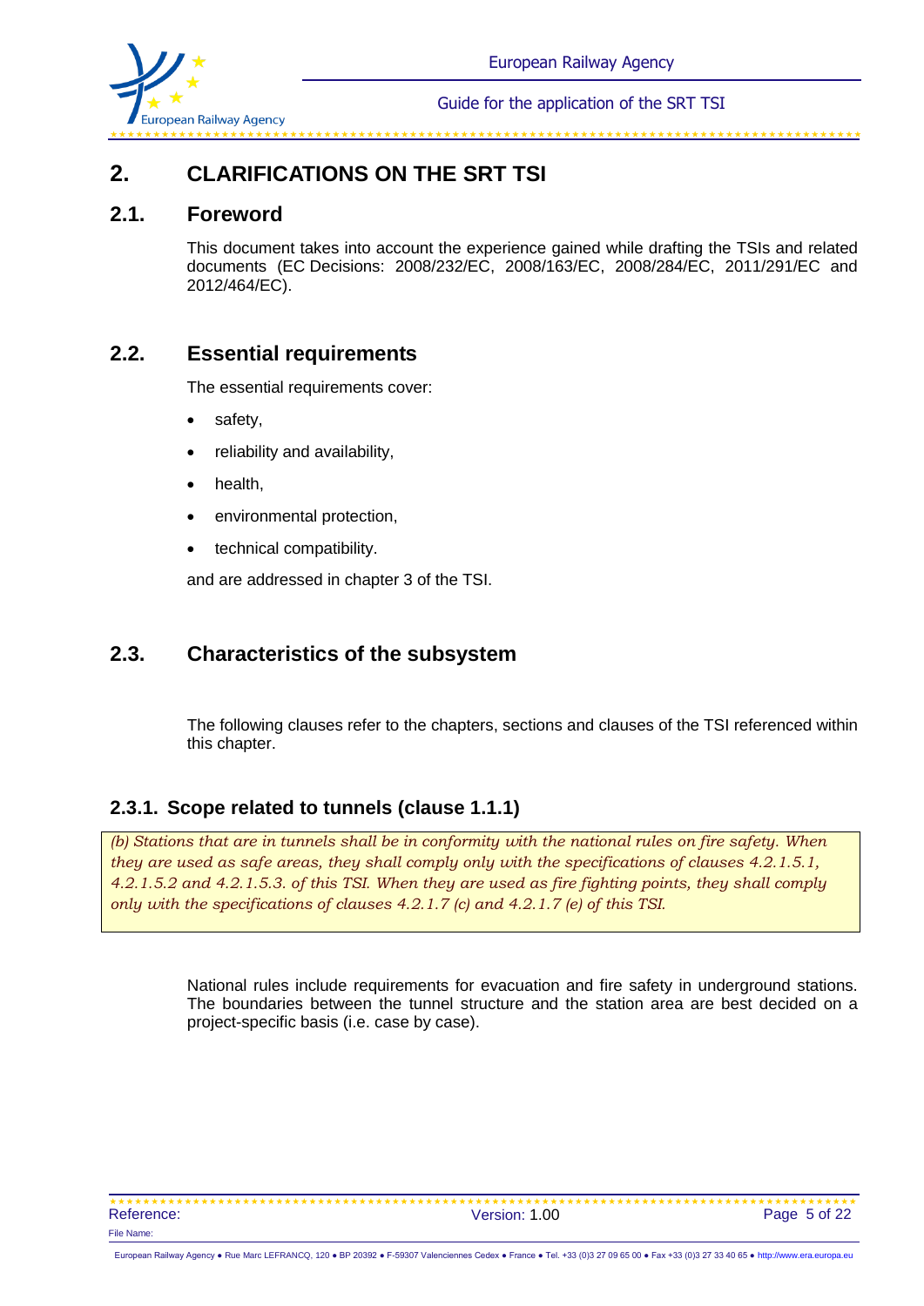# 2. CLARIFICATIONS ON THE SRT TSI

## 2.1. Foreword

This document takes into account the experience gained while drafting the TSIs and related documents (EC Decisions: 2008/232/EC, 2008/163/EC, 2008/284/EC, 2011/291/EC and 2012/464/EC).

## 2.2. Essential requirements

The essential requirements cover:

- safety,
- reliability and availability,
- health,
- environmental protection,
- technical compatibility.

and are addressed in chapter 3 of the TSI.

## 2.3. Characteristics of the subsystem

The following clauses refer to the chapters, sections and clauses of the TSI referenced within this chapter.

### 2.3.1. Scope related to tunnels (clause 1.1.1)

> *(b) Stations that are in tunnels shall be in conformity with the national rules on fire safety. When they are used as safe areas, they shall comply only with the specifications of clauses 4.2.1.5.1, 4.2.1.5.2 and 4.2.1.5.3. of this TSI. When they are used as fire fighting points, they shall comply only with the specifications of clauses 4.2.1.7 (c) and 4.2.1.7 (e) of this TSI.*

National rules include requirements for evacuation and fire safety in underground stations. The boundaries between the tunnel structure and the station area are best decided on a project-specific basis (i.e. case by case).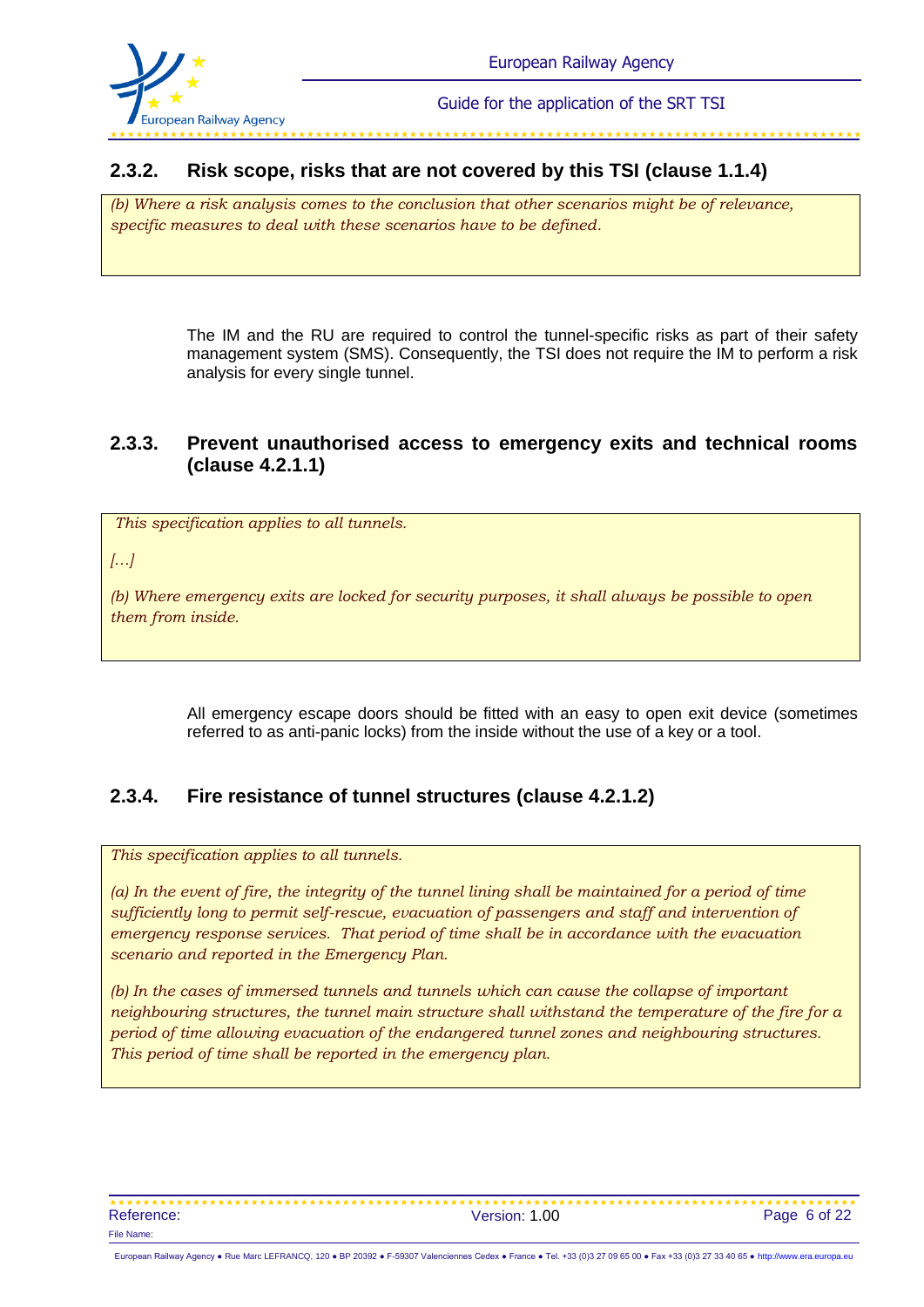### 2.3.2. Risk scope, risks that are not covered by this TSI (clause 1.1.4)

> *(b) Where a risk analysis comes to the conclusion that other scenarios might be of relevance, specific measures to deal with these scenarios have to be defined.*

The IM and the RU are required to control the tunnel-specific risks as part of their safety management system (SMS). Consequently, the TSI does not require the IM to perform a risk analysis for every single tunnel.

### 2.3.3. Prevent unauthorised access to emergency exits and technical rooms (clause 4.2.1.1)

> *This specification applies to all tunnels.*
>
> *[…]*
>
> *(b) Where emergency exits are locked for security purposes, it shall always be possible to open them from inside.*

All emergency escape doors should be fitted with an easy to open exit device (sometimes referred to as anti-panic locks) from the inside without the use of a key or a tool.

### 2.3.4. Fire resistance of tunnel structures (clause 4.2.1.2)

> *This specification applies to all tunnels.*
>
> *(a) In the event of fire, the integrity of the tunnel lining shall be maintained for a period of time sufficiently long to permit self-rescue, evacuation of passengers and staff and intervention of emergency response services. That period of time shall be in accordance with the evacuation scenario and reported in the Emergency Plan.*
>
> *(b) In the cases of immersed tunnels and tunnels which can cause the collapse of important neighbouring structures, the tunnel main structure shall withstand the temperature of the fire for a period of time allowing evacuation of the endangered tunnel zones and neighbouring structures. This period of time shall be reported in the emergency plan.*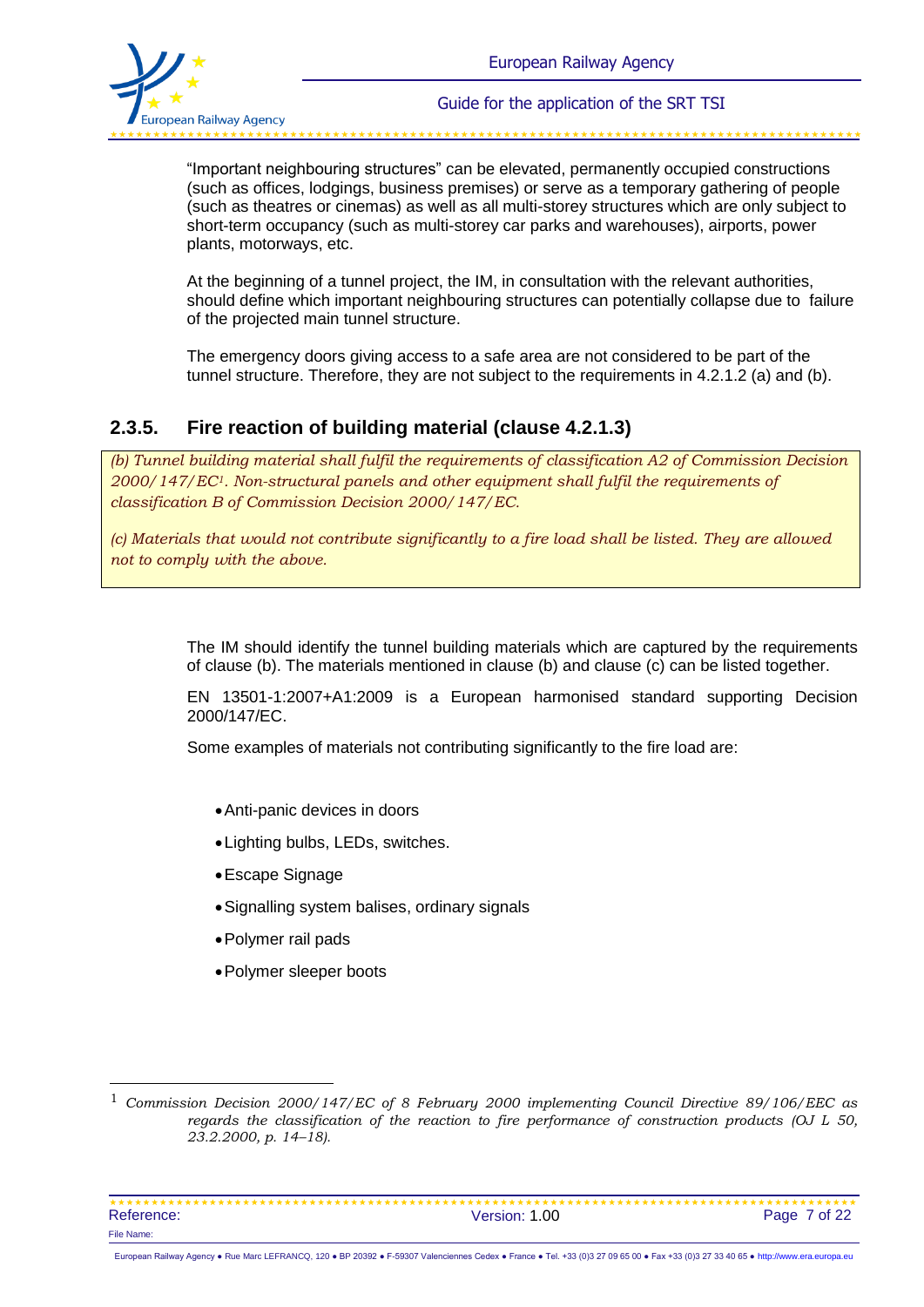"Important neighbouring structures" can be elevated, permanently occupied constructions (such as offices, lodgings, business premises) or serve as a temporary gathering of people (such as theatres or cinemas) as well as all multi-storey structures which are only subject to short-term occupancy (such as multi-storey car parks and warehouses), airports, power plants, motorways, etc.

At the beginning of a tunnel project, the IM, in consultation with the relevant authorities, should define which important neighbouring structures can potentially collapse due to failure of the projected main tunnel structure.

The emergency doors giving access to a safe area are not considered to be part of the tunnel structure. Therefore, they are not subject to the requirements in 4.2.1.2 (a) and (b).

### 2.3.5. Fire reaction of building material (clause 4.2.1.3)

*(b) Tunnel building material shall fulfil the requirements of classification A2 of Commission Decision 2000/147/EC[1]. Non-structural panels and other equipment shall fulfil the requirements of classification B of Commission Decision 2000/147/EC.*

*(c) Materials that would not contribute significantly to a fire load shall be listed. They are allowed not to comply with the above.*

The IM should identify the tunnel building materials which are captured by the requirements of clause (b). The materials mentioned in clause (b) and clause (c) can be listed together.

EN 13501-1:2007+A1:2009 is a European harmonised standard supporting Decision 2000/147/EC.

Some examples of materials not contributing significantly to the fire load are:

- Anti-panic devices in doors
- Lighting bulbs, LEDs, switches.
- Escape Signage
- Signalling system balises, ordinary signals
- Polymer rail pads
- Polymer sleeper boots

---

[1] *Commission Decision 2000/147/EC of 8 February 2000 implementing Council Directive 89/106/EEC as regards the classification of the reaction to fire performance of construction products (OJ L 50, 23.2.2000, p. 14–18).*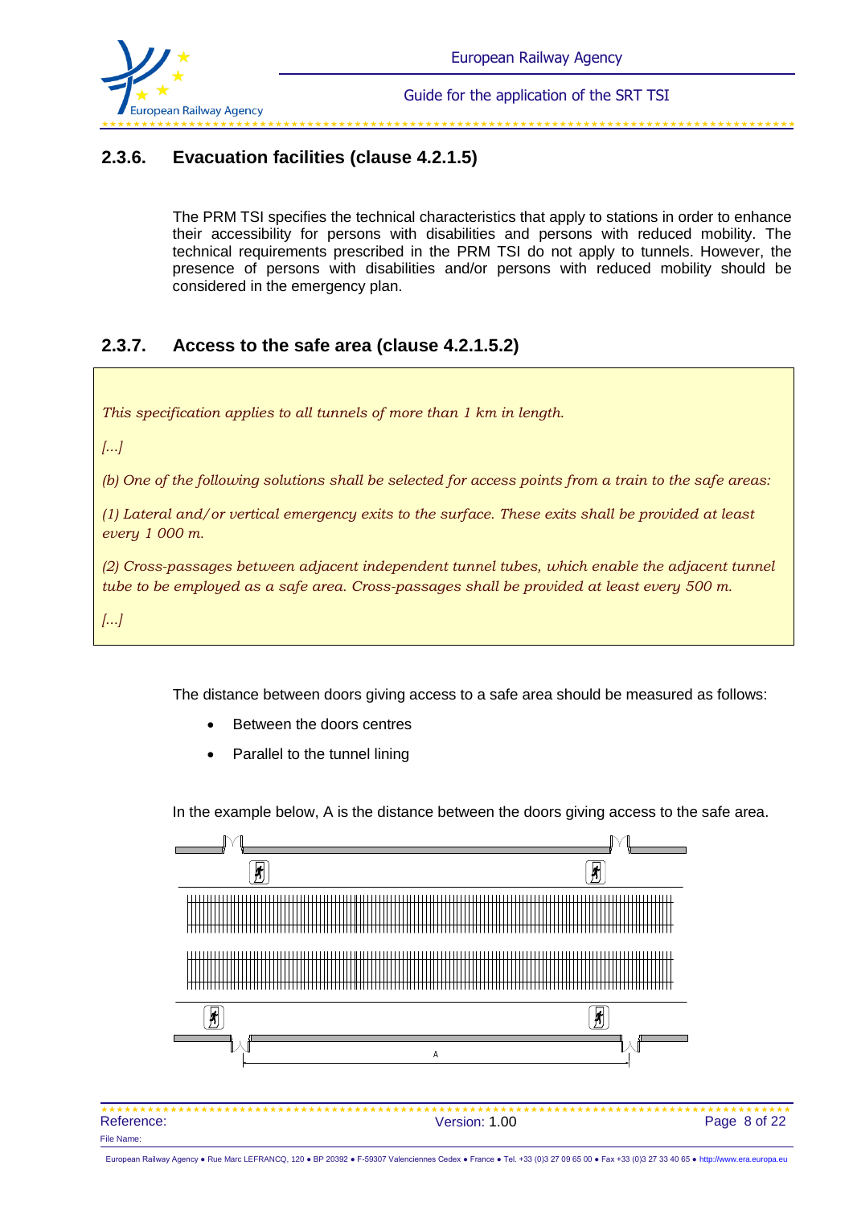### 2.3.6. Evacuation facilities (clause 4.2.1.5)

The PRM TSI specifies the technical characteristics that apply to stations in order to enhance their accessibility for persons with disabilities and persons with reduced mobility. The technical requirements prescribed in the PRM TSI do not apply to tunnels. However, the presence of persons with disabilities and/or persons with reduced mobility should be considered in the emergency plan.

### 2.3.7. Access to the safe area (clause 4.2.1.5.2)

*This specification applies to all tunnels of more than 1 km in length.*

*[...]*

*(b) One of the following solutions shall be selected for access points from a train to the safe areas:*

*(1) Lateral and/or vertical emergency exits to the surface. These exits shall be provided at least every 1 000 m.*

*(2) Cross-passages between adjacent independent tunnel tubes, which enable the adjacent tunnel tube to be employed as a safe area. Cross-passages shall be provided at least every 500 m.*

*[...]*

The distance between doors giving access to a safe area should be measured as follows:

- Between the doors centres
- Parallel to the tunnel lining

In the example below, A is the distance between the doors giving access to the safe area.

A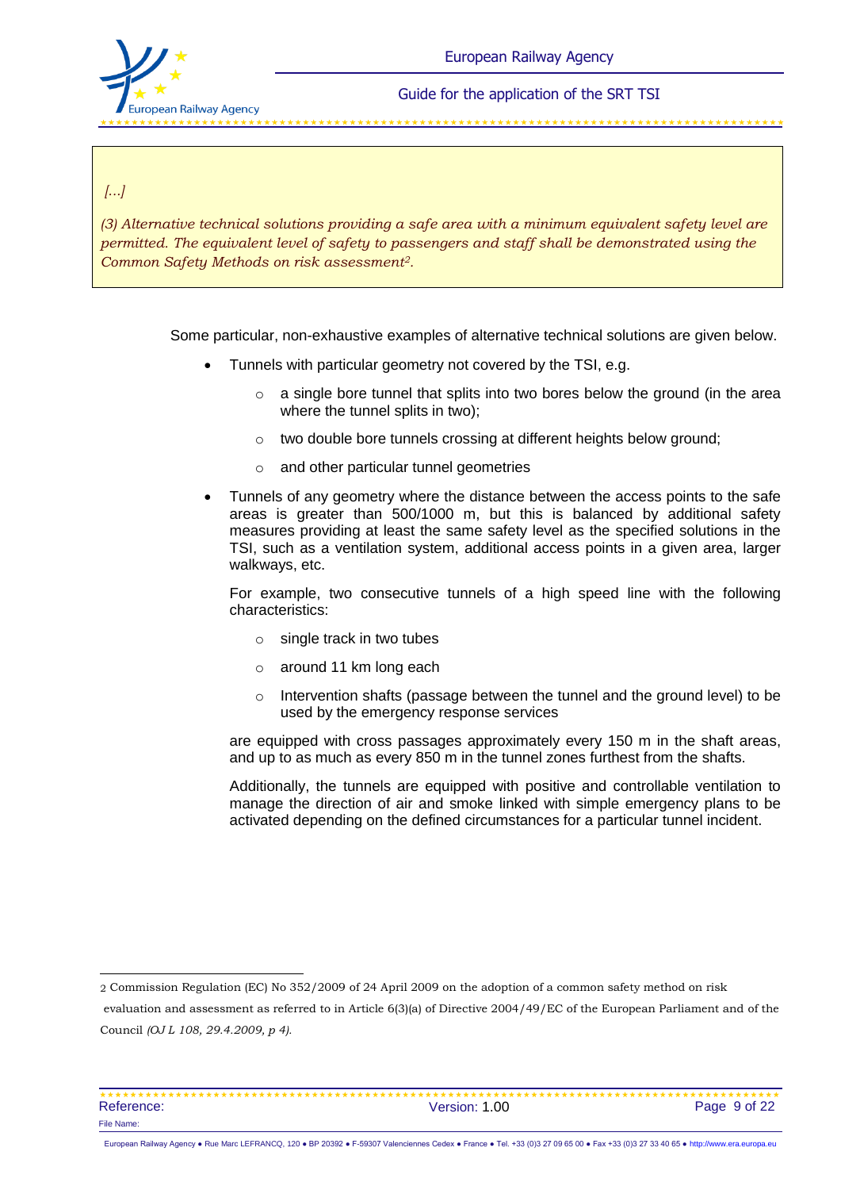> *[...]*
>
> *(3) Alternative technical solutions providing a safe area with a minimum equivalent safety level are permitted. The equivalent level of safety to passengers and staff shall be demonstrated using the Common Safety Methods on risk assessment[2].*

Some particular, non-exhaustive examples of alternative technical solutions are given below.

- Tunnels with particular geometry not covered by the TSI, e.g.
  - a single bore tunnel that splits into two bores below the ground (in the area where the tunnel splits in two);
  - two double bore tunnels crossing at different heights below ground;
  - and other particular tunnel geometries
- Tunnels of any geometry where the distance between the access points to the safe areas is greater than 500/1000 m, but this is balanced by additional safety measures providing at least the same safety level as the specified solutions in the TSI, such as a ventilation system, additional access points in a given area, larger walkways, etc.

  For example, two consecutive tunnels of a high speed line with the following characteristics:

  - single track in two tubes
  - around 11 km long each
  - Intervention shafts (passage between the tunnel and the ground level) to be used by the emergency response services

  are equipped with cross passages approximately every 150 m in the shaft areas, and up to as much as every 850 m in the tunnel zones furthest from the shafts.

  Additionally, the tunnels are equipped with positive and controllable ventilation to manage the direction of air and smoke linked with simple emergency plans to be activated depending on the defined circumstances for a particular tunnel incident.

---

[2] Commission Regulation (EC) No 352/2009 of 24 April 2009 on the adoption of a common safety method on risk evaluation and assessment as referred to in Article 6(3)(a) of Directive 2004/49/EC of the European Parliament and of the Council *(OJ L 108, 29.4.2009, p 4).*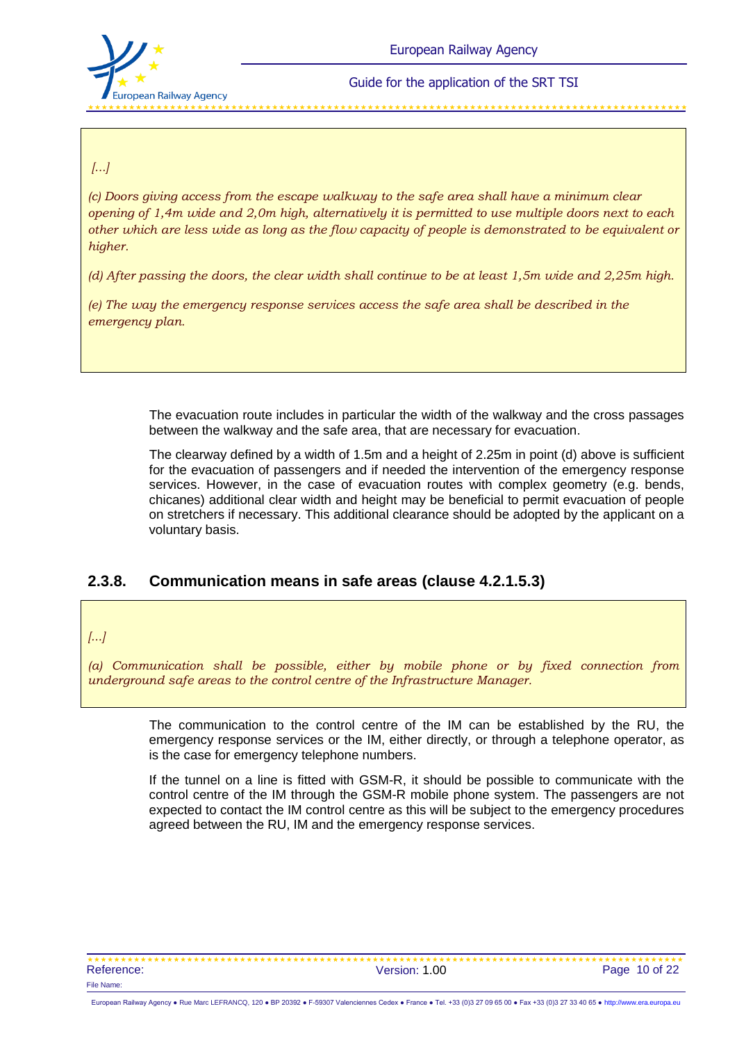> *[...]*
>
> *(c) Doors giving access from the escape walkway to the safe area shall have a minimum clear opening of 1,4m wide and 2,0m high, alternatively it is permitted to use multiple doors next to each other which are less wide as long as the flow capacity of people is demonstrated to be equivalent or higher.*
>
> *(d) After passing the doors, the clear width shall continue to be at least 1,5m wide and 2,25m high.*
>
> *(e) The way the emergency response services access the safe area shall be described in the emergency plan.*

The evacuation route includes in particular the width of the walkway and the cross passages between the walkway and the safe area, that are necessary for evacuation.

The clearway defined by a width of 1.5m and a height of 2.25m in point (d) above is sufficient for the evacuation of passengers and if needed the intervention of the emergency response services. However, in the case of evacuation routes with complex geometry (e.g. bends, chicanes) additional clear width and height may be beneficial to permit evacuation of people on stretchers if necessary. This additional clearance should be adopted by the applicant on a voluntary basis.

## 2.3.8. Communication means in safe areas (clause 4.2.1.5.3)

> *[...]*
>
> *(a) Communication shall be possible, either by mobile phone or by fixed connection from underground safe areas to the control centre of the Infrastructure Manager.*

The communication to the control centre of the IM can be established by the RU, the emergency response services or the IM, either directly, or through a telephone operator, as is the case for emergency telephone numbers.

If the tunnel on a line is fitted with GSM-R, it should be possible to communicate with the control centre of the IM through the GSM-R mobile phone system. The passengers are not expected to contact the IM control centre as this will be subject to the emergency procedures agreed between the RU, IM and the emergency response services.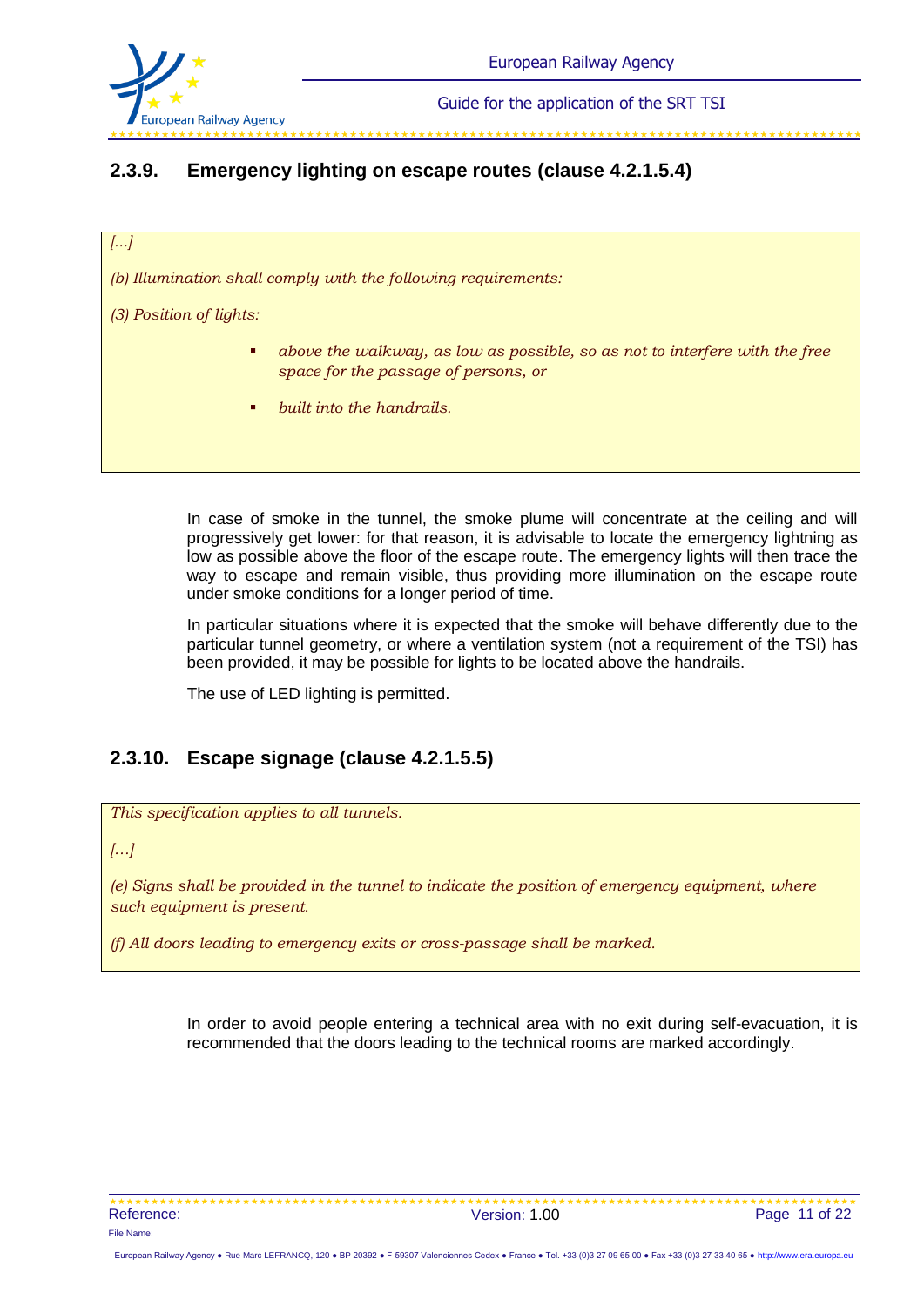### 2.3.9. Emergency lighting on escape routes (clause 4.2.1.5.4)

> *[…]*
>
> *(b) Illumination shall comply with the following requirements:*
>
> *(3) Position of lights:*
>
> - *above the walkway, as low as possible, so as not to interfere with the free space for the passage of persons, or*
> - *built into the handrails.*

In case of smoke in the tunnel, the smoke plume will concentrate at the ceiling and will progressively get lower: for that reason, it is advisable to locate the emergency lightning as low as possible above the floor of the escape route. The emergency lights will then trace the way to escape and remain visible, thus providing more illumination on the escape route under smoke conditions for a longer period of time.

In particular situations where it is expected that the smoke will behave differently due to the particular tunnel geometry, or where a ventilation system (not a requirement of the TSI) has been provided, it may be possible for lights to be located above the handrails.

The use of LED lighting is permitted.

### 2.3.10. Escape signage (clause 4.2.1.5.5)

> *This specification applies to all tunnels.*
>
> *[…]*
>
> *(e) Signs shall be provided in the tunnel to indicate the position of emergency equipment, where such equipment is present.*
>
> *(f) All doors leading to emergency exits or cross-passage shall be marked.*

In order to avoid people entering a technical area with no exit during self-evacuation, it is recommended that the doors leading to the technical rooms are marked accordingly.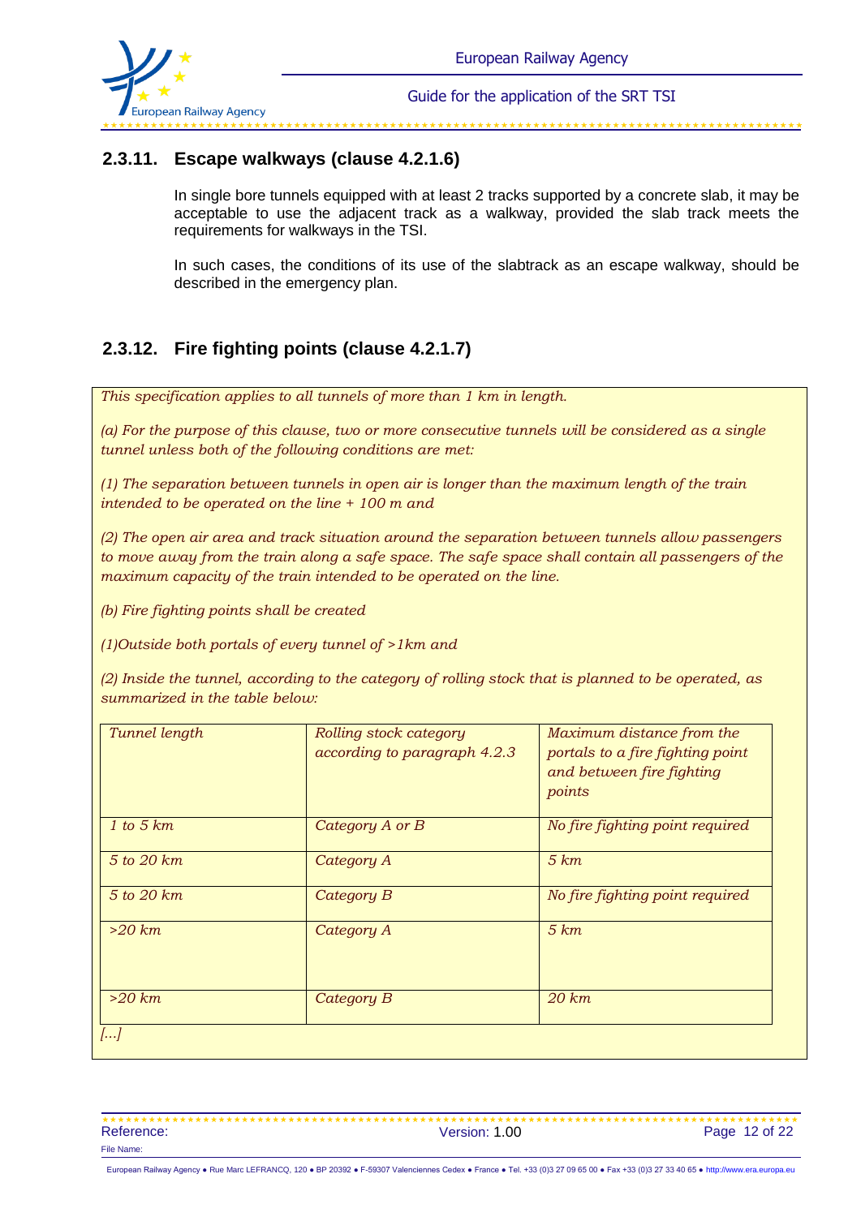### 2.3.11. Escape walkways (clause 4.2.1.6)

In single bore tunnels equipped with at least 2 tracks supported by a concrete slab, it may be acceptable to use the adjacent track as a walkway, provided the slab track meets the requirements for walkways in the TSI.

In such cases, the conditions of its use of the slabtrack as an escape walkway, should be described in the emergency plan.

### 2.3.12. Fire fighting points (clause 4.2.1.7)

*This specification applies to all tunnels of more than 1 km in length.*

*(a) For the purpose of this clause, two or more consecutive tunnels will be considered as a single tunnel unless both of the following conditions are met:*

*(1) The separation between tunnels in open air is longer than the maximum length of the train intended to be operated on the line + 100 m and*

*(2) The open air area and track situation around the separation between tunnels allow passengers to move away from the train along a safe space. The safe space shall contain all passengers of the maximum capacity of the train intended to be operated on the line.*

*(b) Fire fighting points shall be created*

*(1)Outside both portals of every tunnel of >1km and*

*(2) Inside the tunnel, according to the category of rolling stock that is planned to be operated, as summarized in the table below:*

| *Tunnel length* | *Rolling stock category according to paragraph 4.2.3* | *Maximum distance from the portals to a fire fighting point and between fire fighting points* |
|---|---|---|
| *1 to 5 km* | *Category A or B* | *No fire fighting point required* |
| *5 to 20 km* | *Category A* | *5 km* |
| *5 to 20 km* | *Category B* | *No fire fighting point required* |
| *>20 km* | *Category A* | *5 km* |
| *>20 km* | *Category B* | *20 km* |

*[...]*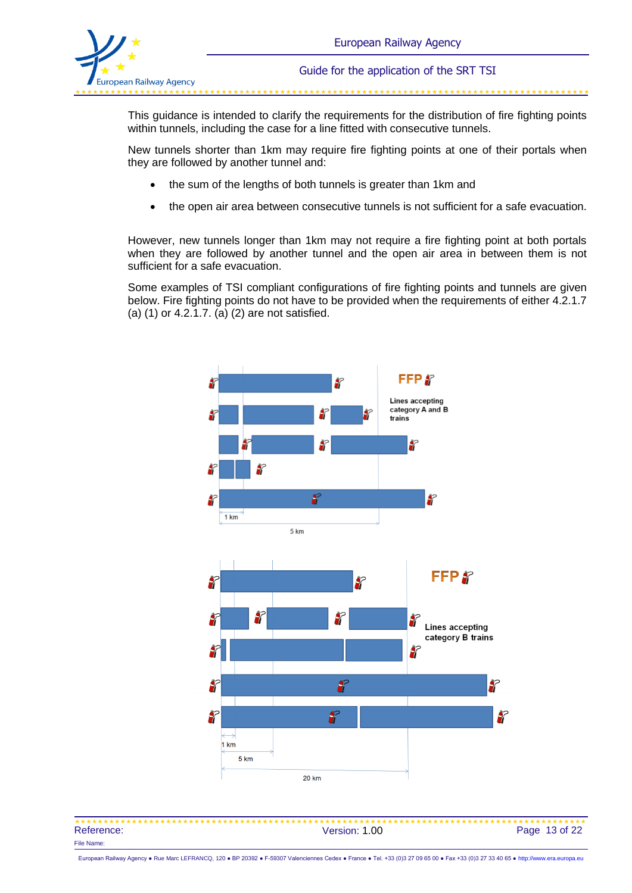This guidance is intended to clarify the requirements for the distribution of fire fighting points within tunnels, including the case for a line fitted with consecutive tunnels.

New tunnels shorter than 1km may require fire fighting points at one of their portals when they are followed by another tunnel and:

- the sum of the lengths of both tunnels is greater than 1km and
- the open air area between consecutive tunnels is not sufficient for a safe evacuation.

However, new tunnels longer than 1km may not require a fire fighting point at both portals when they are followed by another tunnel and the open air area in between them is not sufficient for a safe evacuation.

Some examples of TSI compliant configurations of fire fighting points and tunnels are given below. Fire fighting points do not have to be provided when the requirements of either 4.2.1.7 (a) (1) or 4.2.1.7. (a) (2) are not satisfied.

FFP

Lines accepting category A and B trains

1 km

5 km

FFP

Lines accepting category B trains

1 km

5 km

20 km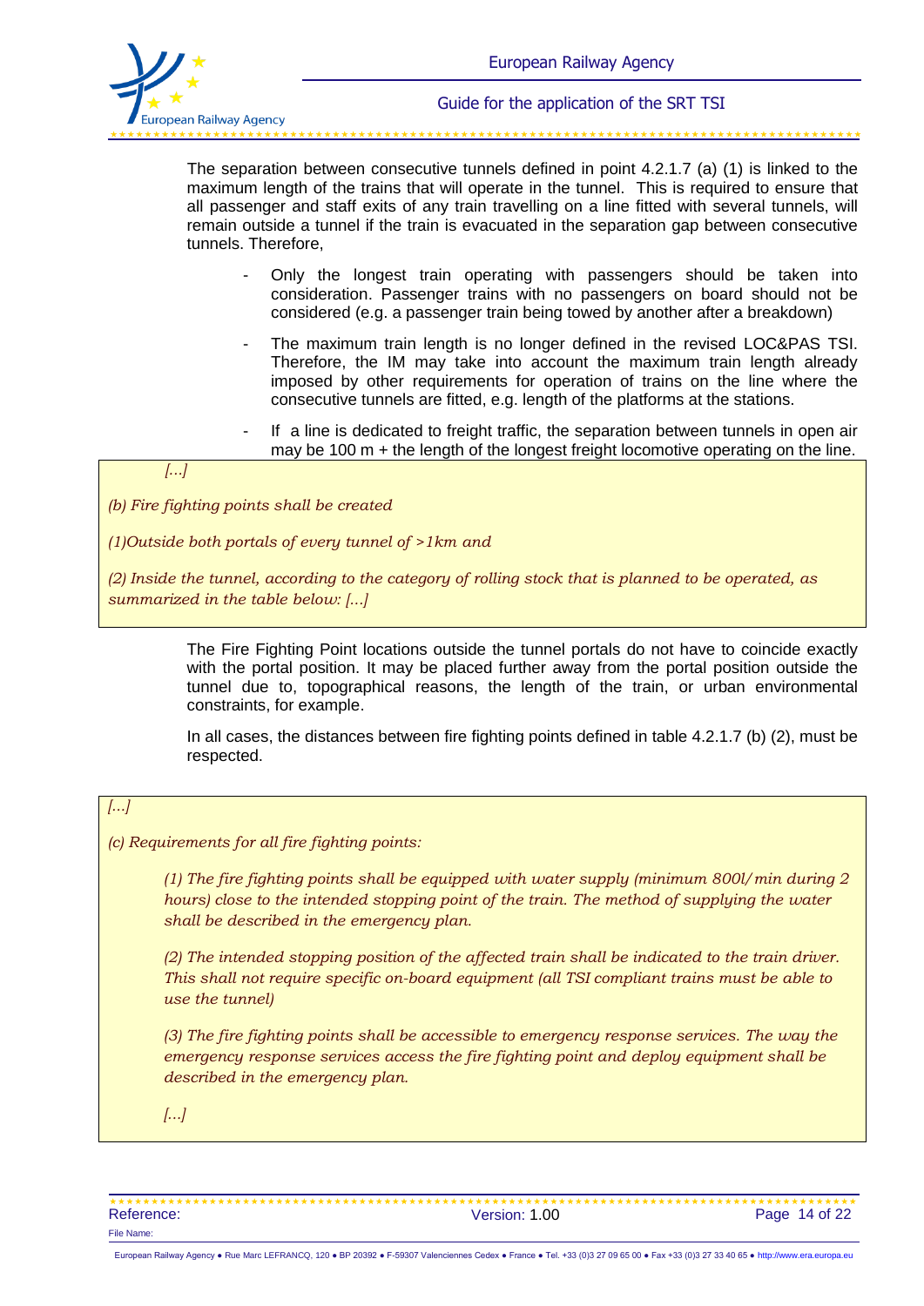The separation between consecutive tunnels defined in point 4.2.1.7 (a) (1) is linked to the maximum length of the trains that will operate in the tunnel. This is required to ensure that all passenger and staff exits of any train travelling on a line fitted with several tunnels, will remain outside a tunnel if the train is evacuated in the separation gap between consecutive tunnels. Therefore,

- Only the longest train operating with passengers should be taken into consideration. Passenger trains with no passengers on board should not be considered (e.g. a passenger train being towed by another after a breakdown)
- The maximum train length is no longer defined in the revised LOC&PAS TSI. Therefore, the IM may take into account the maximum train length already imposed by other requirements for operation of trains on the line where the consecutive tunnels are fitted, e.g. length of the platforms at the stations.
- If a line is dedicated to freight traffic, the separation between tunnels in open air may be 100 m + the length of the longest freight locomotive operating on the line.

> *[...]*
>
> *(b) Fire fighting points shall be created*
>
> *(1)Outside both portals of every tunnel of >1km and*
>
> *(2) Inside the tunnel, according to the category of rolling stock that is planned to be operated, as summarized in the table below: [...]*

The Fire Fighting Point locations outside the tunnel portals do not have to coincide exactly with the portal position. It may be placed further away from the portal position outside the tunnel due to, topographical reasons, the length of the train, or urban environmental constraints, for example.

In all cases, the distances between fire fighting points defined in table 4.2.1.7 (b) (2), must be respected.

> *[...]*
>
> *(c) Requirements for all fire fighting points:*
>
> *(1) The fire fighting points shall be equipped with water supply (minimum 800l/min during 2 hours) close to the intended stopping point of the train. The method of supplying the water shall be described in the emergency plan.*
>
> *(2) The intended stopping position of the affected train shall be indicated to the train driver. This shall not require specific on-board equipment (all TSI compliant trains must be able to use the tunnel)*
>
> *(3) The fire fighting points shall be accessible to emergency response services. The way the emergency response services access the fire fighting point and deploy equipment shall be described in the emergency plan.*
>
> *[...]*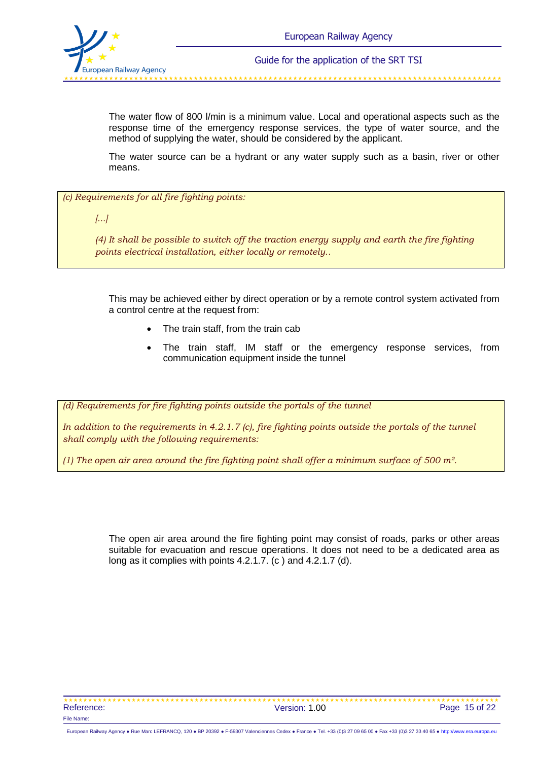The water flow of 800 l/min is a minimum value. Local and operational aspects such as the response time of the emergency response services, the type of water source, and the method of supplying the water, should be considered by the applicant.

The water source can be a hydrant or any water supply such as a basin, river or other means.

> *(c) Requirements for all fire fighting points:*
>
> *[...]*
>
> *(4) It shall be possible to switch off the traction energy supply and earth the fire fighting points electrical installation, either locally or remotely..*

This may be achieved either by direct operation or by a remote control system activated from a control centre at the request from:

- The train staff, from the train cab
- The train staff, IM staff or the emergency response services, from communication equipment inside the tunnel

> *(d) Requirements for fire fighting points outside the portals of the tunnel*
>
> *In addition to the requirements in 4.2.1.7 (c), fire fighting points outside the portals of the tunnel shall comply with the following requirements:*
>
> *(1) The open air area around the fire fighting point shall offer a minimum surface of 500 m².*

The open air area around the fire fighting point may consist of roads, parks or other areas suitable for evacuation and rescue operations. It does not need to be a dedicated area as long as it complies with points 4.2.1.7. (c ) and 4.2.1.7 (d).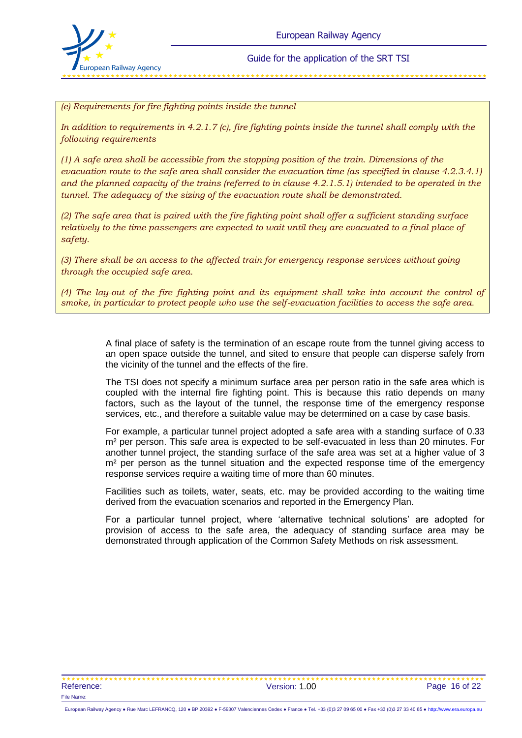*(e) Requirements for fire fighting points inside the tunnel*

*In addition to requirements in 4.2.1.7 (c), fire fighting points inside the tunnel shall comply with the following requirements*

*(1) A safe area shall be accessible from the stopping position of the train. Dimensions of the evacuation route to the safe area shall consider the evacuation time (as specified in clause 4.2.3.4.1) and the planned capacity of the trains (referred to in clause 4.2.1.5.1) intended to be operated in the tunnel. The adequacy of the sizing of the evacuation route shall be demonstrated.*

*(2) The safe area that is paired with the fire fighting point shall offer a sufficient standing surface relatively to the time passengers are expected to wait until they are evacuated to a final place of safety.*

*(3) There shall be an access to the affected train for emergency response services without going through the occupied safe area.*

*(4) The lay-out of the fire fighting point and its equipment shall take into account the control of smoke, in particular to protect people who use the self-evacuation facilities to access the safe area.*

A final place of safety is the termination of an escape route from the tunnel giving access to an open space outside the tunnel, and sited to ensure that people can disperse safely from the vicinity of the tunnel and the effects of the fire.

The TSI does not specify a minimum surface area per person ratio in the safe area which is coupled with the internal fire fighting point. This is because this ratio depends on many factors, such as the layout of the tunnel, the response time of the emergency response services, etc., and therefore a suitable value may be determined on a case by case basis.

For example, a particular tunnel project adopted a safe area with a standing surface of 0.33 m² per person. This safe area is expected to be self-evacuated in less than 20 minutes. For another tunnel project, the standing surface of the safe area was set at a higher value of 3 m² per person as the tunnel situation and the expected response time of the emergency response services require a waiting time of more than 60 minutes.

Facilities such as toilets, water, seats, etc. may be provided according to the waiting time derived from the evacuation scenarios and reported in the Emergency Plan.

For a particular tunnel project, where 'alternative technical solutions' are adopted for provision of access to the safe area, the adequacy of standing surface area may be demonstrated through application of the Common Safety Methods on risk assessment.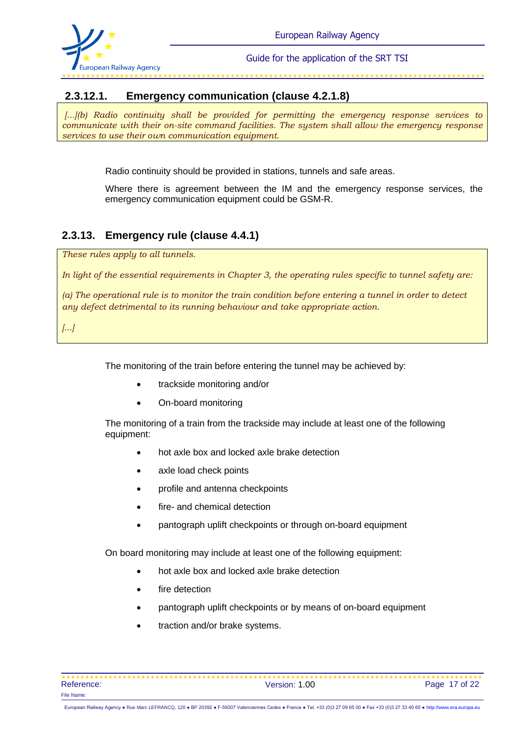### 2.3.12.1. Emergency communication (clause 4.2.1.8)

*[...](b) Radio continuity shall be provided for permitting the emergency response services to communicate with their on-site command facilities. The system shall allow the emergency response services to use their own communication equipment.*

Radio continuity should be provided in stations, tunnels and safe areas.

Where there is agreement between the IM and the emergency response services, the emergency communication equipment could be GSM-R.

## 2.3.13. Emergency rule (clause 4.4.1)

*These rules apply to all tunnels.*

*In light of the essential requirements in Chapter 3, the operating rules specific to tunnel safety are:*

*(a) The operational rule is to monitor the train condition before entering a tunnel in order to detect any defect detrimental to its running behaviour and take appropriate action.*

*[...]*

The monitoring of the train before entering the tunnel may be achieved by:

- trackside monitoring and/or
- On-board monitoring

The monitoring of a train from the trackside may include at least one of the following equipment:

- hot axle box and locked axle brake detection
- axle load check points
- profile and antenna checkpoints
- fire- and chemical detection
- pantograph uplift checkpoints or through on-board equipment

On board monitoring may include at least one of the following equipment:

- hot axle box and locked axle brake detection
- fire detection
- pantograph uplift checkpoints or by means of on-board equipment
- traction and/or brake systems.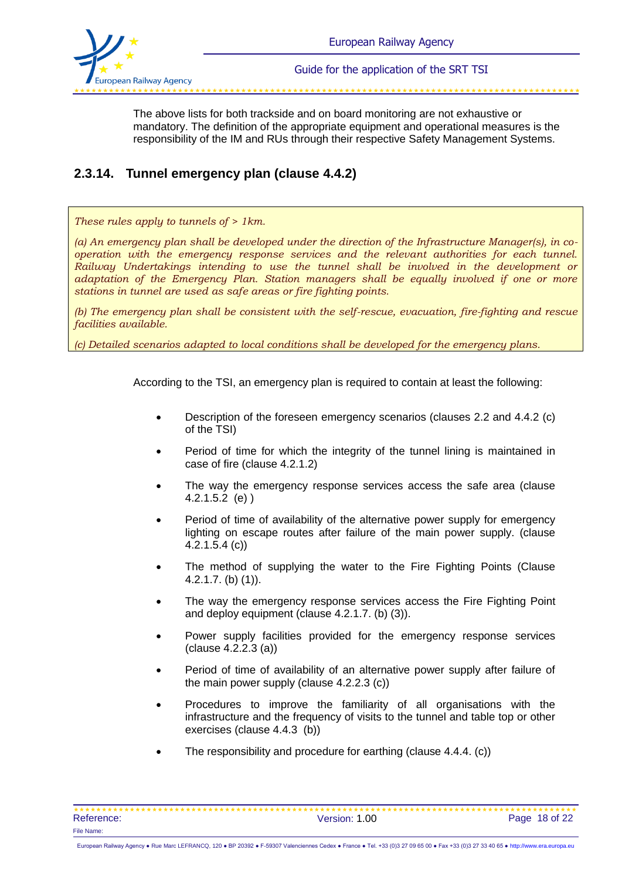The above lists for both trackside and on board monitoring are not exhaustive or mandatory. The definition of the appropriate equipment and operational measures is the responsibility of the IM and RUs through their respective Safety Management Systems.

### 2.3.14. Tunnel emergency plan (clause 4.4.2)

*These rules apply to tunnels of > 1km.*

*(a) An emergency plan shall be developed under the direction of the Infrastructure Manager(s), in co-operation with the emergency response services and the relevant authorities for each tunnel. Railway Undertakings intending to use the tunnel shall be involved in the development or adaptation of the Emergency Plan. Station managers shall be equally involved if one or more stations in tunnel are used as safe areas or fire fighting points.*

*(b) The emergency plan shall be consistent with the self-rescue, evacuation, fire-fighting and rescue facilities available.*

*(c) Detailed scenarios adapted to local conditions shall be developed for the emergency plans.*

According to the TSI, an emergency plan is required to contain at least the following:

- Description of the foreseen emergency scenarios (clauses 2.2 and 4.4.2 (c) of the TSI)
- Period of time for which the integrity of the tunnel lining is maintained in case of fire (clause 4.2.1.2)
- The way the emergency response services access the safe area (clause 4.2.1.5.2 (e) )
- Period of time of availability of the alternative power supply for emergency lighting on escape routes after failure of the main power supply. (clause 4.2.1.5.4 (c))
- The method of supplying the water to the Fire Fighting Points (Clause 4.2.1.7. (b) (1)).
- The way the emergency response services access the Fire Fighting Point and deploy equipment (clause 4.2.1.7. (b) (3)).
- Power supply facilities provided for the emergency response services (clause 4.2.2.3 (a))
- Period of time of availability of an alternative power supply after failure of the main power supply (clause 4.2.2.3 (c))
- Procedures to improve the familiarity of all organisations with the infrastructure and the frequency of visits to the tunnel and table top or other exercises (clause 4.4.3 (b))
- The responsibility and procedure for earthing (clause 4.4.4. (c))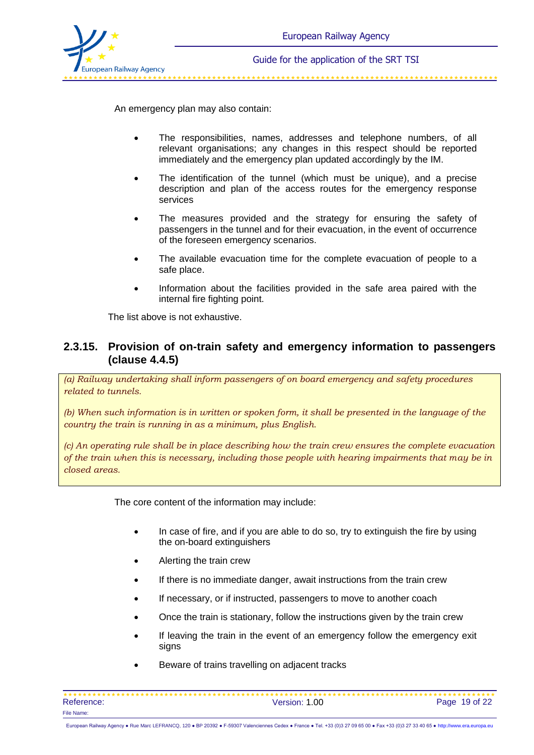An emergency plan may also contain:

- The responsibilities, names, addresses and telephone numbers, of all relevant organisations; any changes in this respect should be reported immediately and the emergency plan updated accordingly by the IM.
- The identification of the tunnel (which must be unique), and a precise description and plan of the access routes for the emergency response services
- The measures provided and the strategy for ensuring the safety of passengers in the tunnel and for their evacuation, in the event of occurrence of the foreseen emergency scenarios.
- The available evacuation time for the complete evacuation of people to a safe place.
- Information about the facilities provided in the safe area paired with the internal fire fighting point.

The list above is not exhaustive.

## 2.3.15. Provision of on-train safety and emergency information to passengers (clause 4.4.5)

*(a) Railway undertaking shall inform passengers of on board emergency and safety procedures related to tunnels.*

*(b) When such information is in written or spoken form, it shall be presented in the language of the country the train is running in as a minimum, plus English.*

*(c) An operating rule shall be in place describing how the train crew ensures the complete evacuation of the train when this is necessary, including those people with hearing impairments that may be in closed areas.*

The core content of the information may include:

- In case of fire, and if you are able to do so, try to extinguish the fire by using the on-board extinguishers
- Alerting the train crew
- If there is no immediate danger, await instructions from the train crew
- If necessary, or if instructed, passengers to move to another coach
- Once the train is stationary, follow the instructions given by the train crew
- If leaving the train in the event of an emergency follow the emergency exit signs
- Beware of trains travelling on adjacent tracks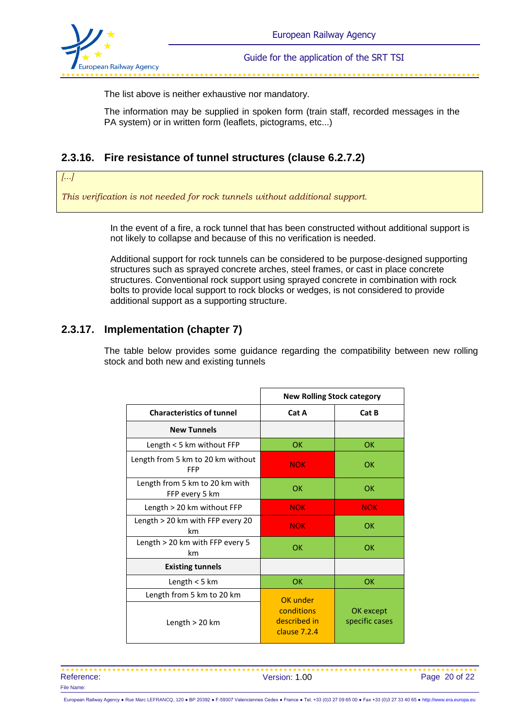The list above is neither exhaustive nor mandatory.

The information may be supplied in spoken form (train staff, recorded messages in the PA system) or in written form (leaflets, pictograms, etc...)

### 2.3.16. Fire resistance of tunnel structures (clause 6.2.7.2)

*[...]*

*This verification is not needed for rock tunnels without additional support.*

In the event of a fire, a rock tunnel that has been constructed without additional support is not likely to collapse and because of this no verification is needed.

Additional support for rock tunnels can be considered to be purpose-designed supporting structures such as sprayed concrete arches, steel frames, or cast in place concrete structures. Conventional rock support using sprayed concrete in combination with rock bolts to provide local support to rock blocks or wedges, is not considered to provide additional support as a supporting structure.

### 2.3.17. Implementation (chapter 7)

The table below provides some guidance regarding the compatibility between new rolling stock and both new and existing tunnels

| | New Rolling Stock category | |
|---|---|---|
| **Characteristics of tunnel** | **Cat A** | **Cat B** |
| **New Tunnels** | | |
| Length < 5 km without FFP | OK | OK |
| Length from 5 km to 20 km without FFP | NOK | OK |
| Length from 5 km to 20 km with FFP every 5 km | OK | OK |
| Length > 20 km without FFP | NOK | NOK |
| Length > 20 km with FFP every 20 km | NOK | OK |
| Length > 20 km with FFP every 5 km | OK | OK |
| **Existing tunnels** | | |
| Length < 5 km | OK | OK |
| Length from 5 km to 20 km | OK under conditions described in clause 7.2.4 | OK except specific cases |
| Length > 20 km | | |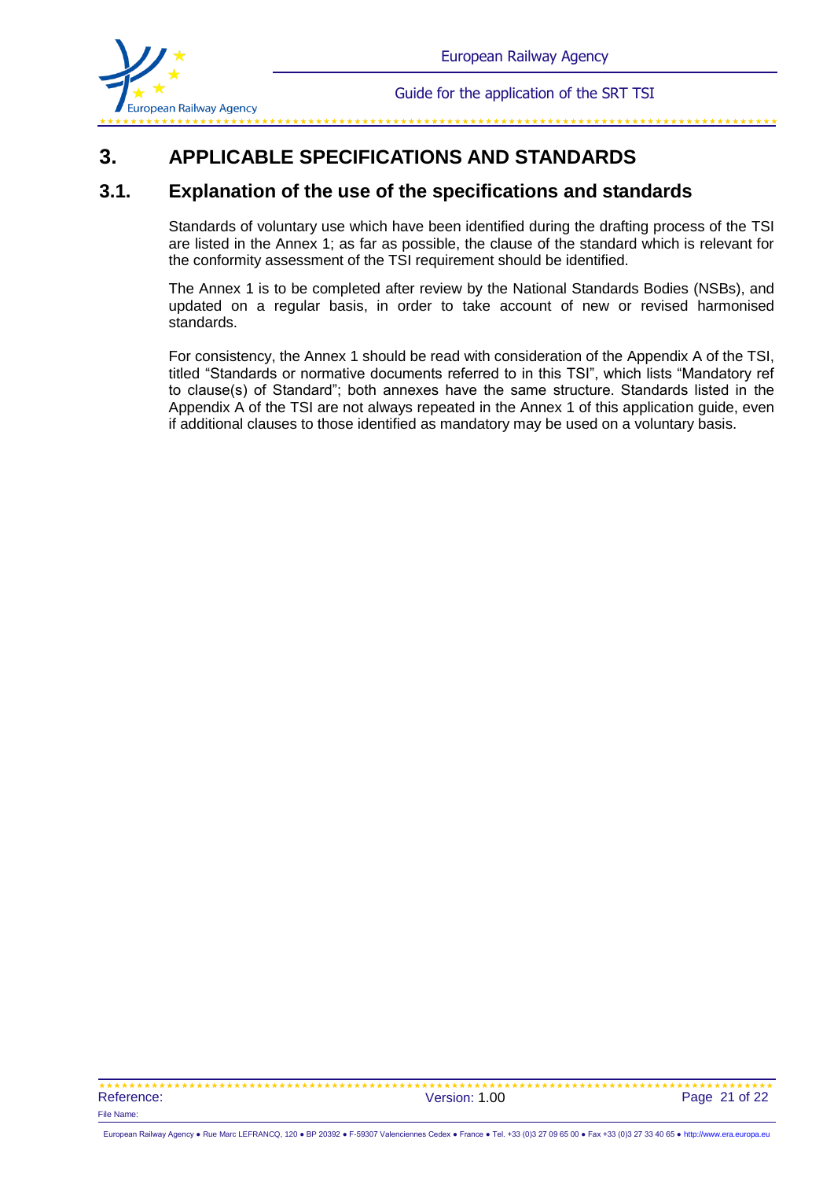# 3. APPLICABLE SPECIFICATIONS AND STANDARDS

## 3.1. Explanation of the use of the specifications and standards

Standards of voluntary use which have been identified during the drafting process of the TSI are listed in the Annex 1; as far as possible, the clause of the standard which is relevant for the conformity assessment of the TSI requirement should be identified.

The Annex 1 is to be completed after review by the National Standards Bodies (NSBs), and updated on a regular basis, in order to take account of new or revised harmonised standards.

For consistency, the Annex 1 should be read with consideration of the Appendix A of the TSI, titled "Standards or normative documents referred to in this TSI", which lists "Mandatory ref to clause(s) of Standard"; both annexes have the same structure. Standards listed in the Appendix A of the TSI are not always repeated in the Annex 1 of this application guide, even if additional clauses to those identified as mandatory may be used on a voluntary basis.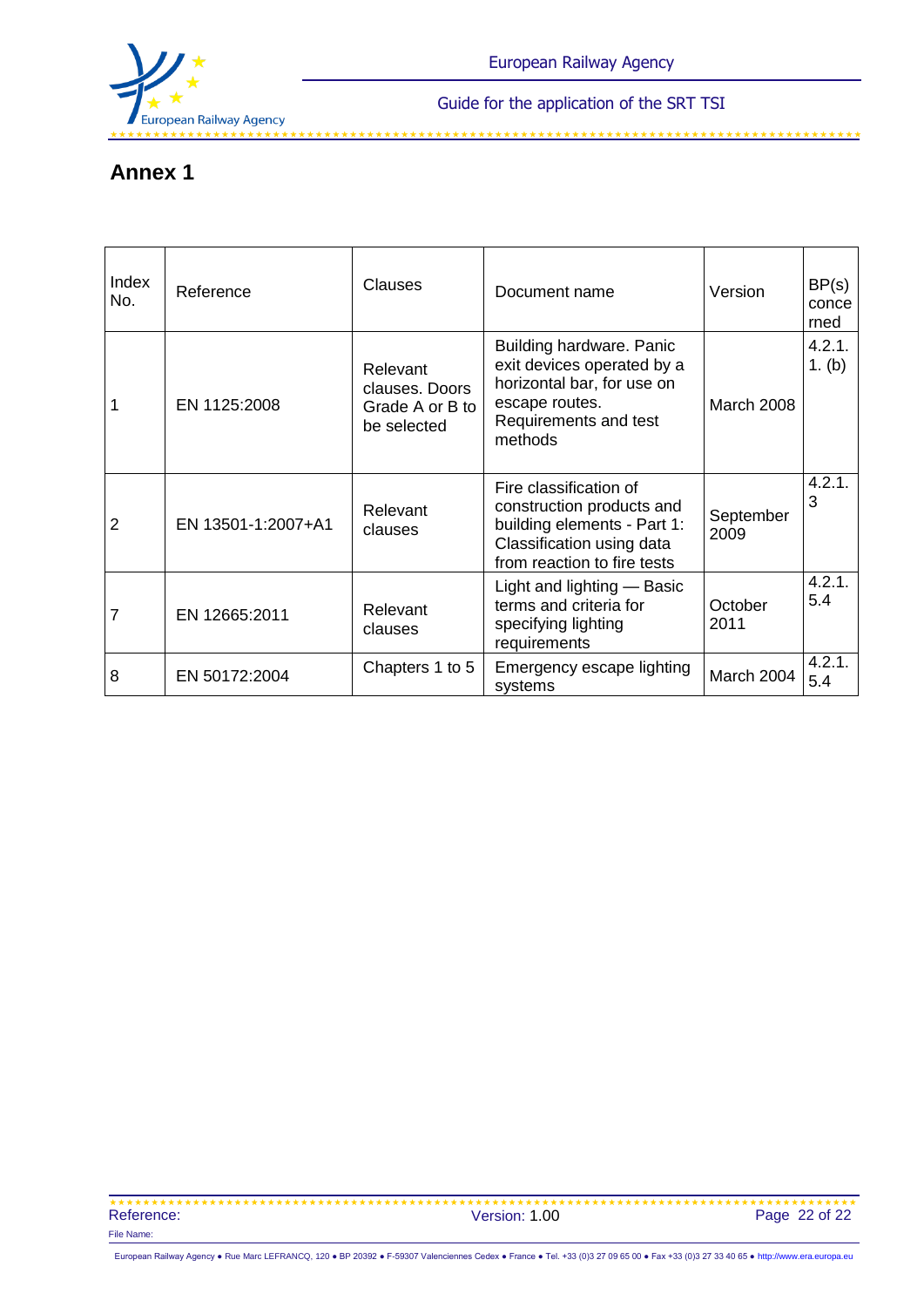## Annex 1

| Index No. | Reference | Clauses | Document name | Version | BP(s) concerned |
|---|---|---|---|---|---|
| 1 | EN 1125:2008 | Relevant clauses. Doors Grade A or B to be selected | Building hardware. Panic exit devices operated by a horizontal bar, for use on escape routes. Requirements and test methods | March 2008 | 4.2.1.1. (b) |
| 2 | EN 13501-1:2007+A1 | Relevant clauses | Fire classification of construction products and building elements - Part 1: Classification using data from reaction to fire tests | September 2009 | 4.2.1.3 |
| 7 | EN 12665:2011 | Relevant clauses | Light and lighting — Basic terms and criteria for specifying lighting requirements | October 2011 | 4.2.1.5.4 |
| 8 | EN 50172:2004 | Chapters 1 to 5 | Emergency escape lighting systems | March 2004 | 4.2.1.5.4 |